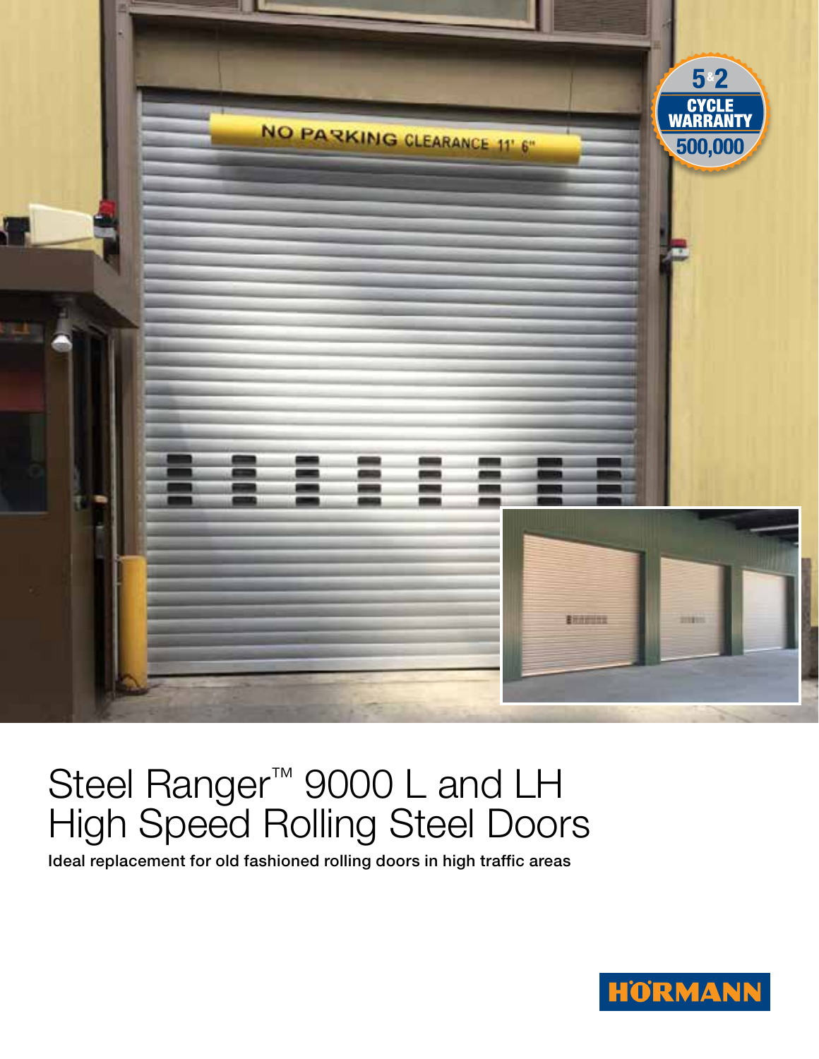# Steel Ranger™ 9000 L and LH High Speed Rolling Steel Doors

**Ideal replacement for old fashioned rolling doors in high traffic areas**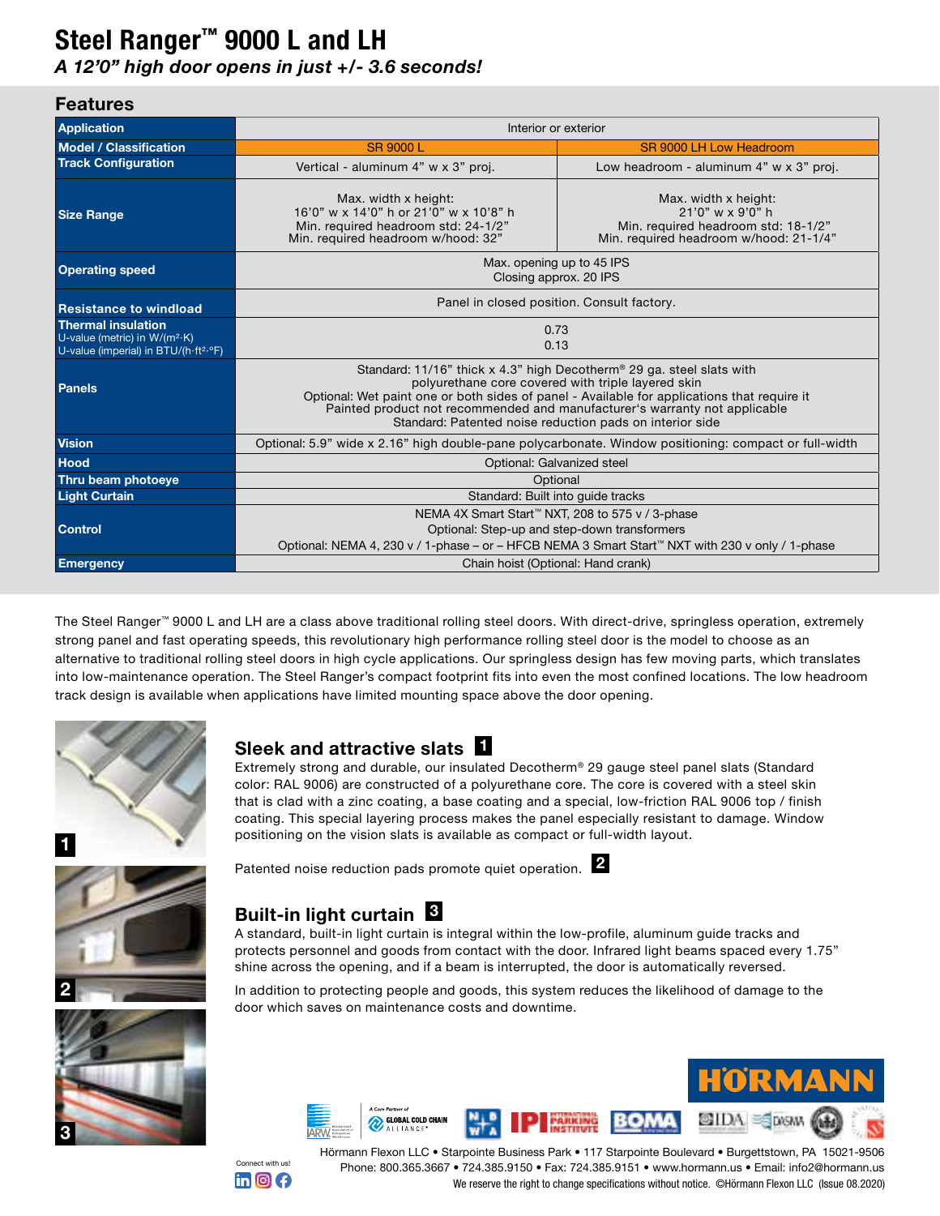# Steel Ranger™ 9000 L and LH

*A 12'0" high door opens in just +/- 3.6 seconds!*

## Features

| | | |
|---|---|---|
| **Application** | Interior or exterior | |
| **Model / Classification** | SR 9000 L | SR 9000 LH Low Headroom |
| **Track Configuration** | Vertical - aluminum 4" w x 3" proj. | Low headroom - aluminum 4" w x 3" proj. |
| **Size Range** | Max. width x height:<br>16'0" w x 14'0" h or 21'0" w x 10'8" h<br>Min. required headroom std: 24-1/2"<br>Min. required headroom w/hood: 32" | Max. width x height:<br>21'0" w x 9'0" h<br>Min. required headroom std: 18-1/2"<br>Min. required headroom w/hood: 21-1/4" |
| **Operating speed** | Max. opening up to 45 IPS<br>Closing approx. 20 IPS | |
| **Resistance to windload** | Panel in closed position. Consult factory. | |
| **Thermal insulation**<br>U-value (metric) in W/(m²·K)<br>U-value (imperial) in BTU/(h·ft²·°F) | 0.73<br>0.13 | |
| **Panels** | Standard: 11/16" thick x 4.3" high Decotherm® 29 ga. steel slats with polyurethane core covered with triple layered skin<br>Optional: Wet paint one or both sides of panel - Available for applications that require it<br>Painted product not recommended and manufacturer's warranty not applicable<br>Standard: Patented noise reduction pads on interior side | |
| **Vision** | Optional: 5.9" wide x 2.16" high double-pane polycarbonate. Window positioning: compact or full-width | |
| **Hood** | Optional: Galvanized steel | |
| **Thru beam photoeye** | Optional | |
| **Light Curtain** | Standard: Built into guide tracks | |
| **Control** | NEMA 4X Smart Start™ NXT, 208 to 575 v / 3-phase<br>Optional: Step-up and step-down transformers<br>Optional: NEMA 4, 230 v / 1-phase – or – HFCB NEMA 3 Smart Start™ NXT with 230 v only / 1-phase | |
| **Emergency** | Chain hoist (Optional: Hand crank) | |

The Steel Ranger™ 9000 L and LH are a class above traditional rolling steel doors. With direct-drive, springless operation, extremely strong panel and fast operating speeds, this revolutionary high performance rolling steel door is the model to choose as an alternative to traditional rolling steel doors in high cycle applications. Our springless design has few moving parts, which translates into low-maintenance operation. The Steel Ranger's compact footprint fits into even the most confined locations. The low headroom track design is available when applications have limited mounting space above the door opening.

1

2

3

## Sleek and attractive slats 1

Extremely strong and durable, our insulated Decotherm® 29 gauge steel panel slats (Standard color: RAL 9006) are constructed of a polyurethane core. The core is covered with a steel skin that is clad with a zinc coating, a base coating and a special, low-friction RAL 9006 top / finish coating. This special layering process makes the panel especially resistant to damage. Window positioning on the vision slats is available as compact or full-width layout.

Patented noise reduction pads promote quiet operation. 2

## Built-in light curtain 3

A standard, built-in light curtain is integral within the low-profile, aluminum guide tracks and protects personnel and goods from contact with the door. Infrared light beams spaced every 1.75" shine across the opening, and if a beam is interrupted, the door is automatically reversed.

In addition to protecting people and goods, this system reduces the likelihood of damage to the door which saves on maintenance costs and downtime.

HÖRMANN

Connect with us!

Hörmann Flexon LLC • Starpointe Business Park • 117 Starpointe Boulevard • Burgettstown, PA 15021-9506
Phone: 800.365.3667 • 724.385.9150 • Fax: 724.385.9151 • www.hormann.us • Email: info2@hormann.us
We reserve the right to change specifications without notice. ©Hörmann Flexon LLC (Issue 08.2020)